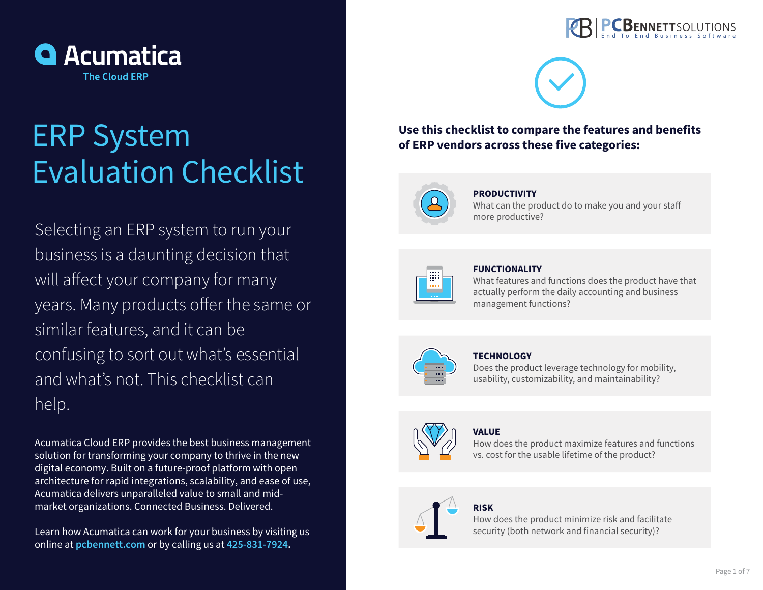Acumatica

The Cloud ERP

# ERP System Evaluation Checklist

Selecting an ERP system to run your business is a daunting decision that will affect your company for many years. Many products offer the same or similar features, and it can be confusing to sort out what's essential and what's not. This checklist can help.

Acumatica Cloud ERP provides the best business management solution for transforming your company to thrive in the new digital economy. Built on a future-proof platform with open architecture for rapid integrations, scalability, and ease of use, Acumatica delivers unparalleled value to small and mid-market organizations. Connected Business. Delivered.

Learn how Acumatica can work for your business by visiting us online at **pcbennett.com** or by calling us at **425-831-7924**.

PCBENNETTSOLUTIONS
End To End Business Software

**Use this checklist to compare the features and benefits of ERP vendors across these five categories:**

**PRODUCTIVITY**
What can the product do to make you and your staff more productive?

**FUNCTIONALITY**
What features and functions does the product have that actually perform the daily accounting and business management functions?

**TECHNOLOGY**
Does the product leverage technology for mobility, usability, customizability, and maintainability?

**VALUE**
How does the product maximize features and functions vs. cost for the usable lifetime of the product?

**RISK**
How does the product minimize risk and facilitate security (both network and financial security)?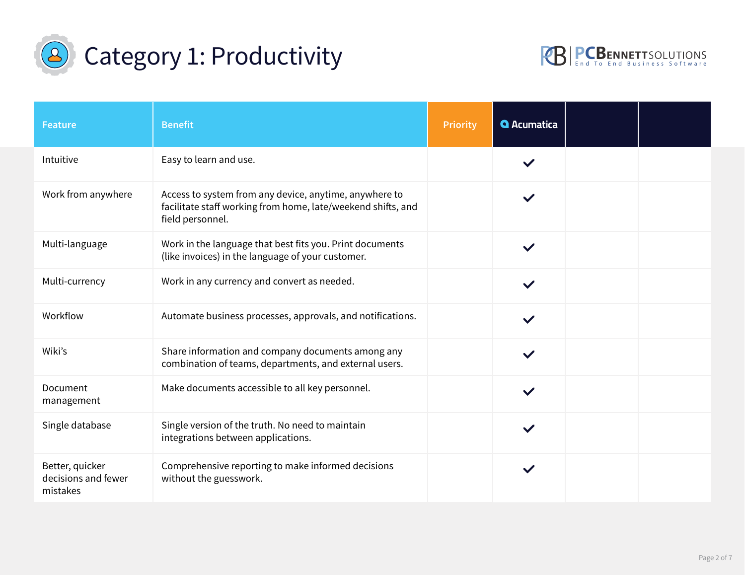# Category 1: Productivity

PCBENNETTSOLUTIONS
End To End Business Software

| Feature | Benefit | Priority | Acumatica | | |
|---|---|---|---|---|---|
| Intuitive | Easy to learn and use. | | ✓ | | |
| Work from anywhere | Access to system from any device, anytime, anywhere to facilitate staff working from home, late/weekend shifts, and field personnel. | | ✓ | | |
| Multi-language | Work in the language that best fits you. Print documents (like invoices) in the language of your customer. | | ✓ | | |
| Multi-currency | Work in any currency and convert as needed. | | ✓ | | |
| Workflow | Automate business processes, approvals, and notifications. | | ✓ | | |
| Wiki's | Share information and company documents among any combination of teams, departments, and external users. | | ✓ | | |
| Document management | Make documents accessible to all key personnel. | | ✓ | | |
| Single database | Single version of the truth. No need to maintain integrations between applications. | | ✓ | | |
| Better, quicker decisions and fewer mistakes | Comprehensive reporting to make informed decisions without the guesswork. | | ✓ | | |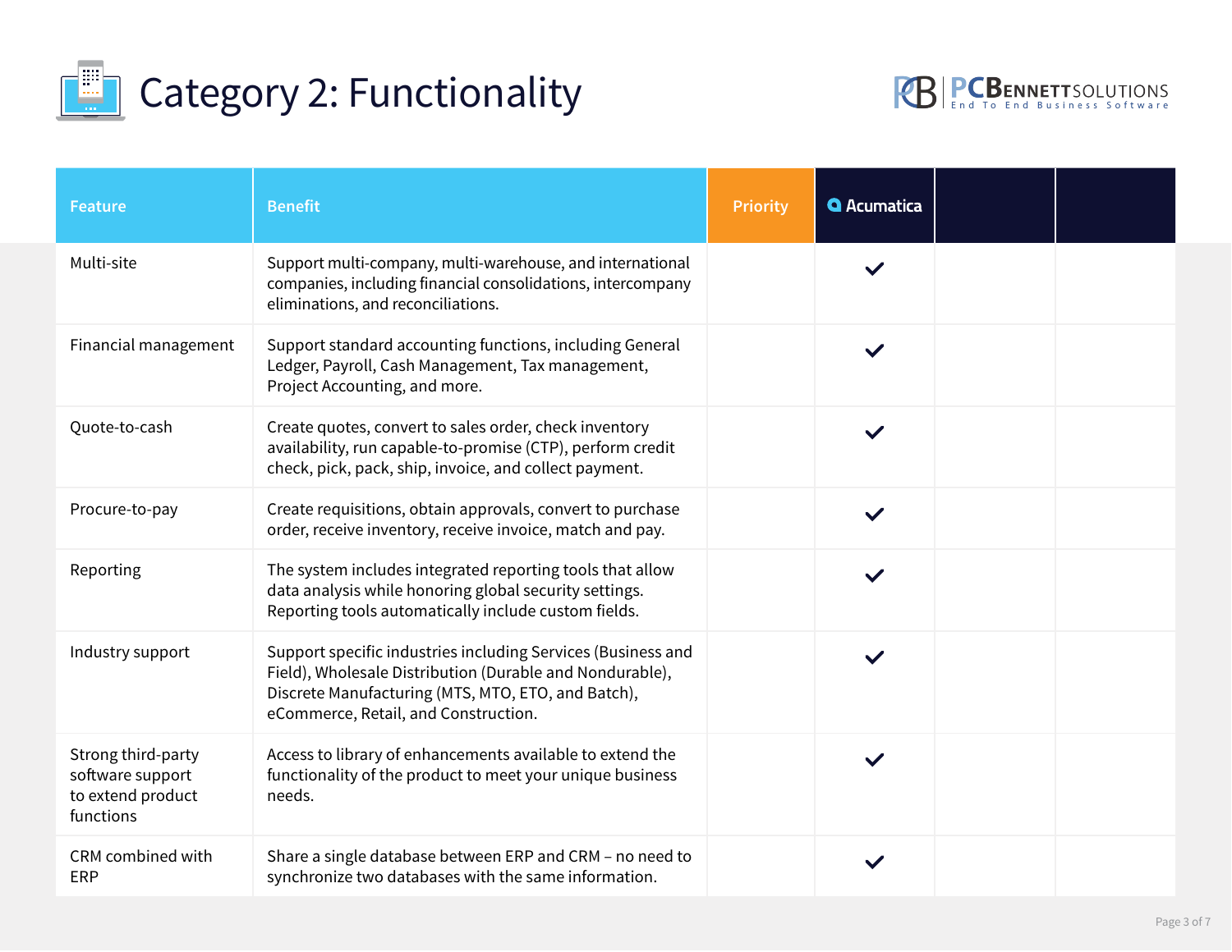# Category 2: Functionality

| Feature | Benefit | Priority | Acumatica | | |
|---|---|---|---|---|---|
| Multi-site | Support multi-company, multi-warehouse, and international companies, including financial consolidations, intercompany eliminations, and reconciliations. | | ✓ | | |
| Financial management | Support standard accounting functions, including General Ledger, Payroll, Cash Management, Tax management, Project Accounting, and more. | | ✓ | | |
| Quote-to-cash | Create quotes, convert to sales order, check inventory availability, run capable-to-promise (CTP), perform credit check, pick, pack, ship, invoice, and collect payment. | | ✓ | | |
| Procure-to-pay | Create requisitions, obtain approvals, convert to purchase order, receive inventory, receive invoice, match and pay. | | ✓ | | |
| Reporting | The system includes integrated reporting tools that allow data analysis while honoring global security settings. Reporting tools automatically include custom fields. | | ✓ | | |
| Industry support | Support specific industries including Services (Business and Field), Wholesale Distribution (Durable and Nondurable), Discrete Manufacturing (MTS, MTO, ETO, and Batch), eCommerce, Retail, and Construction. | | ✓ | | |
| Strong third-party software support to extend product functions | Access to library of enhancements available to extend the functionality of the product to meet your unique business needs. | | ✓ | | |
| CRM combined with ERP | Share a single database between ERP and CRM – no need to synchronize two databases with the same information. | | ✓ | | |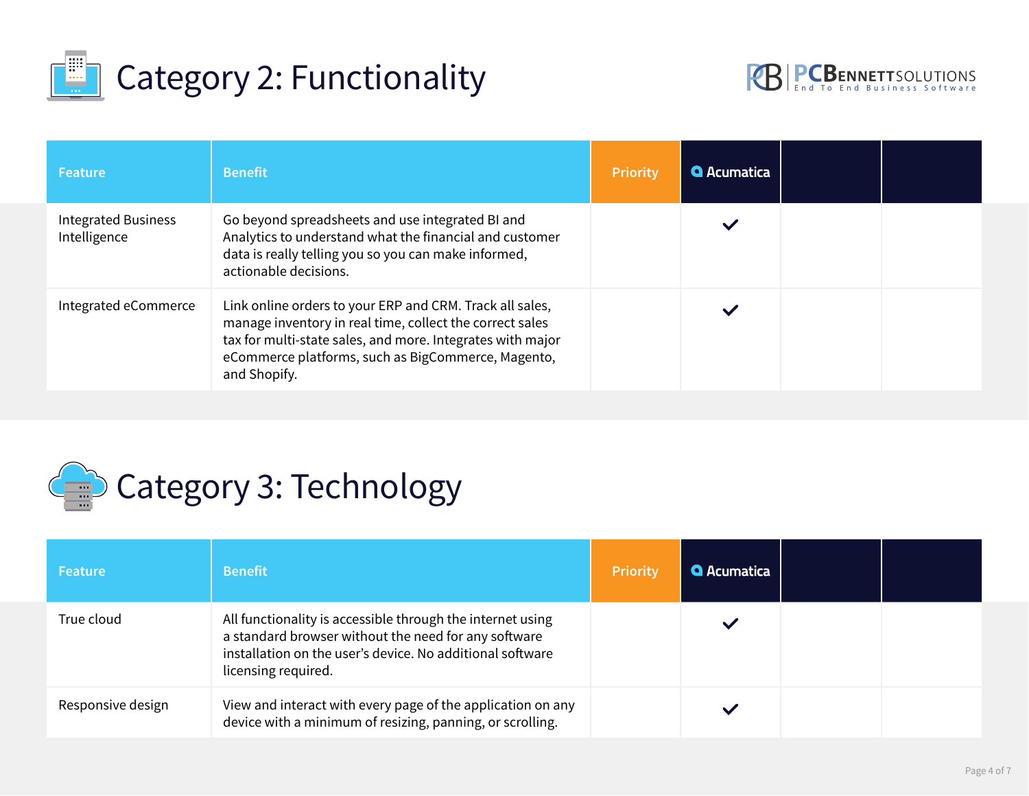# Category 2: Functionality

| Feature | Benefit | Priority | Acumatica | | |
|---|---|---|---|---|---|
| Integrated Business Intelligence | Go beyond spreadsheets and use integrated BI and Analytics to understand what the financial and customer data is really telling you so you can make informed, actionable decisions. | | ✓ | | |
| Integrated eCommerce | Link online orders to your ERP and CRM. Track all sales, manage inventory in real time, collect the correct sales tax for multi-state sales, and more. Integrates with major eCommerce platforms, such as BigCommerce, Magento, and Shopify. | | ✓ | | |

# Category 3: Technology

| Feature | Benefit | Priority | Acumatica | | |
|---|---|---|---|---|---|
| True cloud | All functionality is accessible through the internet using a standard browser without the need for any software installation on the user's device. No additional software licensing required. | | ✓ | | |
| Responsive design | View and interact with every page of the application on any device with a minimum of resizing, panning, or scrolling. | | ✓ | | |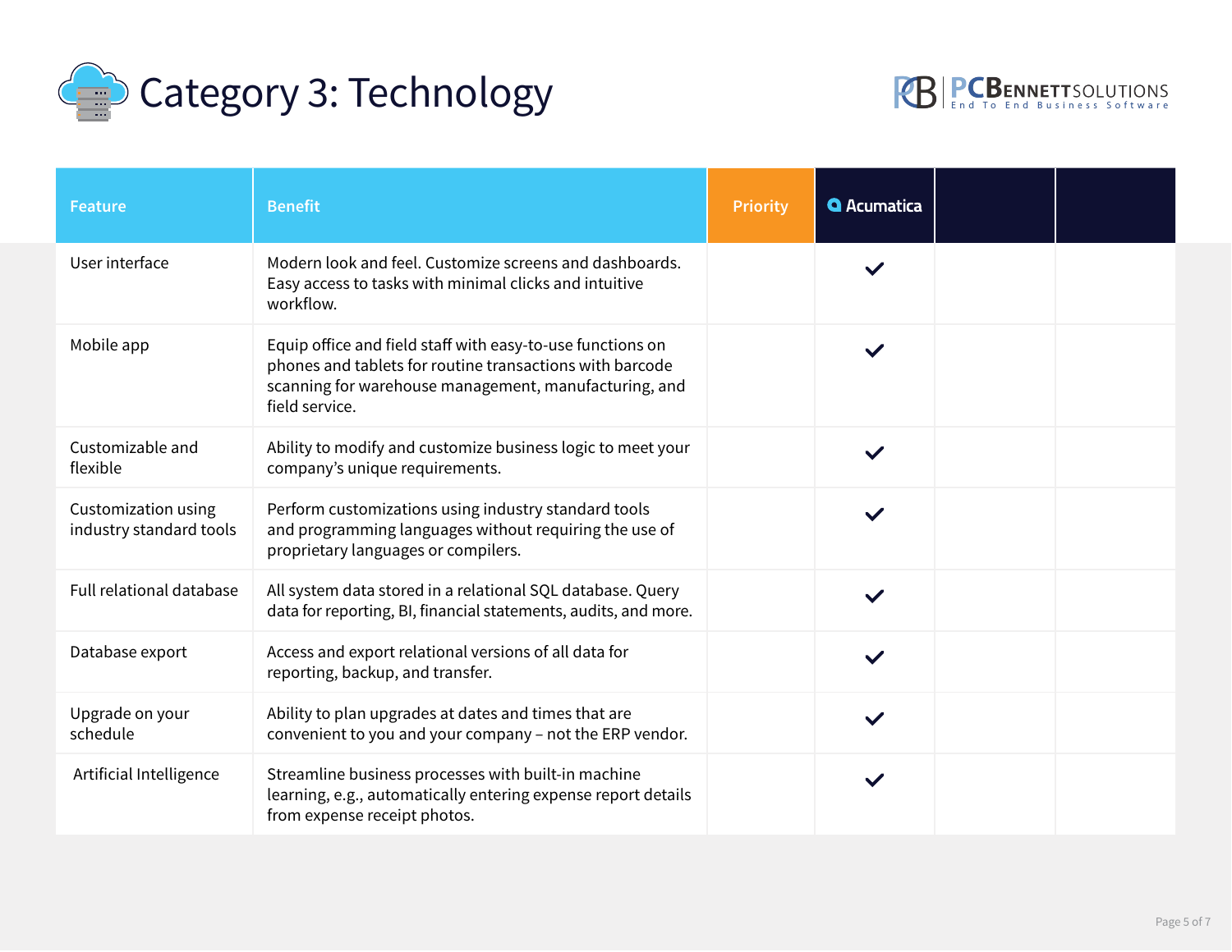# Category 3: Technology

PCBENNETTSOLUTIONS End To End Business Software

| Feature | Benefit | Priority | Acumatica | | |
|---|---|---|---|---|---|
| User interface | Modern look and feel. Customize screens and dashboards. Easy access to tasks with minimal clicks and intuitive workflow. | | ✓ | | |
| Mobile app | Equip office and field staff with easy-to-use functions on phones and tablets for routine transactions with barcode scanning for warehouse management, manufacturing, and field service. | | ✓ | | |
| Customizable and flexible | Ability to modify and customize business logic to meet your company's unique requirements. | | ✓ | | |
| Customization using industry standard tools | Perform customizations using industry standard tools and programming languages without requiring the use of proprietary languages or compilers. | | ✓ | | |
| Full relational database | All system data stored in a relational SQL database. Query data for reporting, BI, financial statements, audits, and more. | | ✓ | | |
| Database export | Access and export relational versions of all data for reporting, backup, and transfer. | | ✓ | | |
| Upgrade on your schedule | Ability to plan upgrades at dates and times that are convenient to you and your company – not the ERP vendor. | | ✓ | | |
| Artificial Intelligence | Streamline business processes with built-in machine learning, e.g., automatically entering expense report details from expense receipt photos. | | ✓ | | |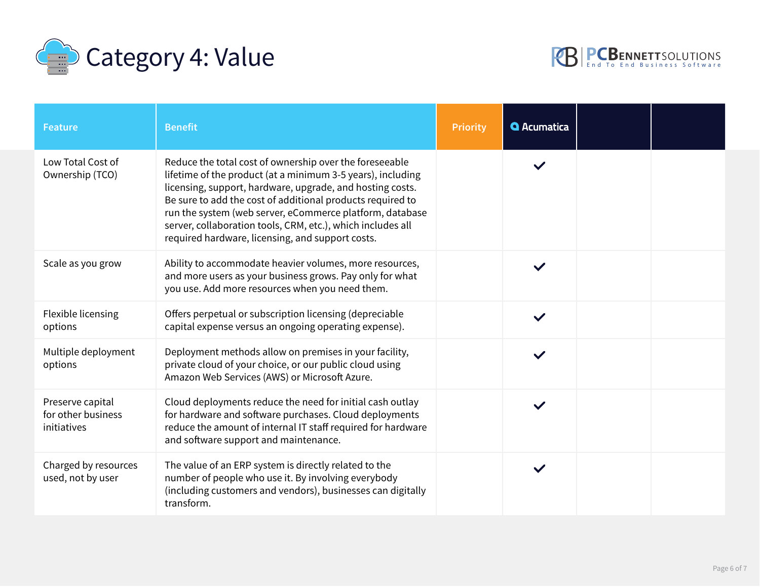# Category 4: Value

| Feature | Benefit | Priority | Acumatica | | |
|---|---|---|---|---|---|
| Low Total Cost of Ownership (TCO) | Reduce the total cost of ownership over the foreseeable lifetime of the product (at a minimum 3-5 years), including licensing, support, hardware, upgrade, and hosting costs. Be sure to add the cost of additional products required to run the system (web server, eCommerce platform, database server, collaboration tools, CRM, etc.), which includes all required hardware, licensing, and support costs. | | ✓ | | |
| Scale as you grow | Ability to accommodate heavier volumes, more resources, and more users as your business grows. Pay only for what you use. Add more resources when you need them. | | ✓ | | |
| Flexible licensing options | Offers perpetual or subscription licensing (depreciable capital expense versus an ongoing operating expense). | | ✓ | | |
| Multiple deployment options | Deployment methods allow on premises in your facility, private cloud of your choice, or our public cloud using Amazon Web Services (AWS) or Microsoft Azure. | | ✓ | | |
| Preserve capital for other business initiatives | Cloud deployments reduce the need for initial cash outlay for hardware and software purchases. Cloud deployments reduce the amount of internal IT staff required for hardware and software support and maintenance. | | ✓ | | |
| Charged by resources used, not by user | The value of an ERP system is directly related to the number of people who use it. By involving everybody (including customers and vendors), businesses can digitally transform. | | ✓ | | |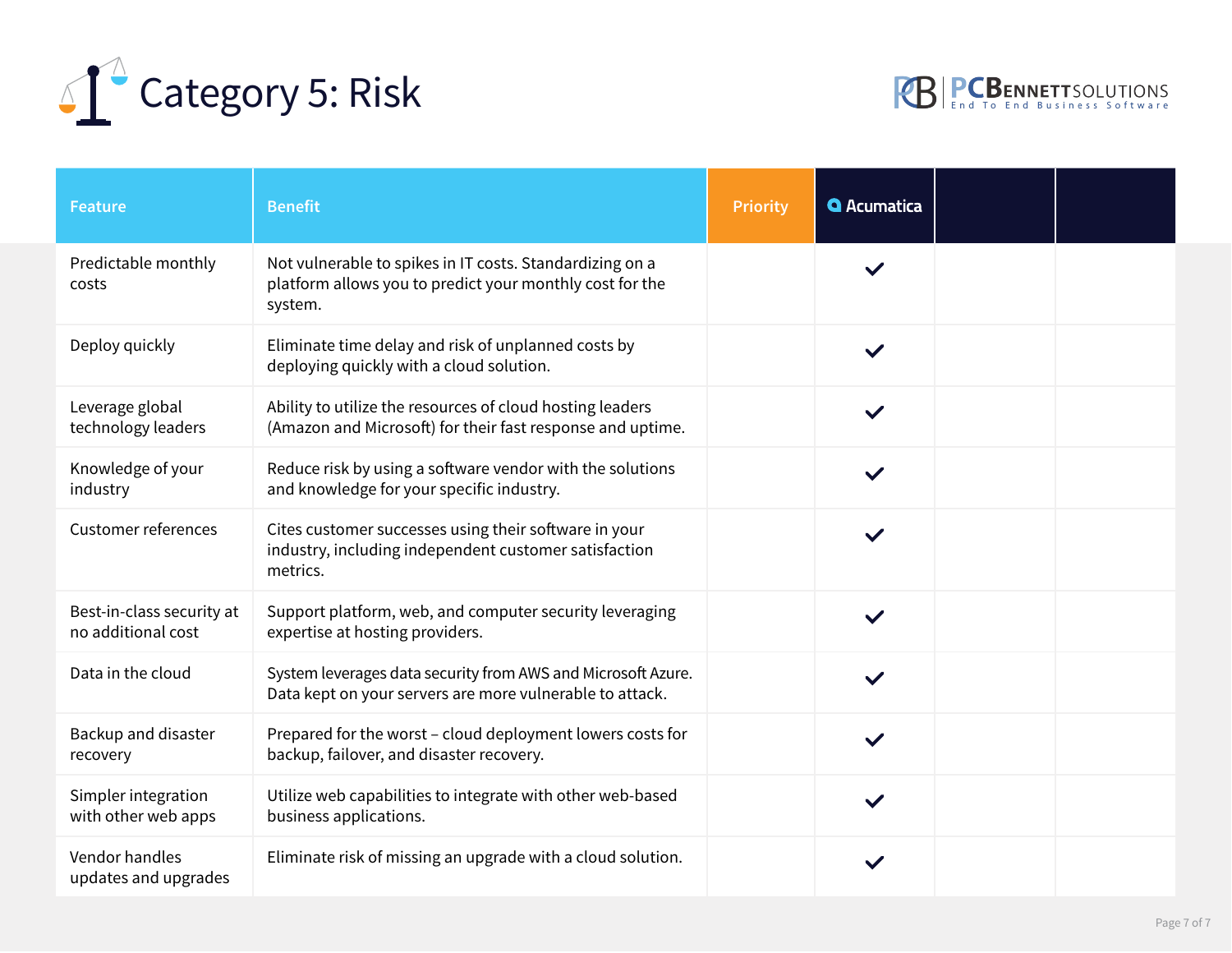# Category 5: Risk

PCBENNETTSOLUTIONS
End To End Business Software

| Feature | Benefit | Priority | Acumatica | | |
|---|---|---|---|---|---|
| Predictable monthly costs | Not vulnerable to spikes in IT costs. Standardizing on a platform allows you to predict your monthly cost for the system. | | ✓ | | |
| Deploy quickly | Eliminate time delay and risk of unplanned costs by deploying quickly with a cloud solution. | | ✓ | | |
| Leverage global technology leaders | Ability to utilize the resources of cloud hosting leaders (Amazon and Microsoft) for their fast response and uptime. | | ✓ | | |
| Knowledge of your industry | Reduce risk by using a software vendor with the solutions and knowledge for your specific industry. | | ✓ | | |
| Customer references | Cites customer successes using their software in your industry, including independent customer satisfaction metrics. | | ✓ | | |
| Best-in-class security at no additional cost | Support platform, web, and computer security leveraging expertise at hosting providers. | | ✓ | | |
| Data in the cloud | System leverages data security from AWS and Microsoft Azure. Data kept on your servers are more vulnerable to attack. | | ✓ | | |
| Backup and disaster recovery | Prepared for the worst – cloud deployment lowers costs for backup, failover, and disaster recovery. | | ✓ | | |
| Simpler integration with other web apps | Utilize web capabilities to integrate with other web-based business applications. | | ✓ | | |
| Vendor handles updates and upgrades | Eliminate risk of missing an upgrade with a cloud solution. | | ✓ | | |